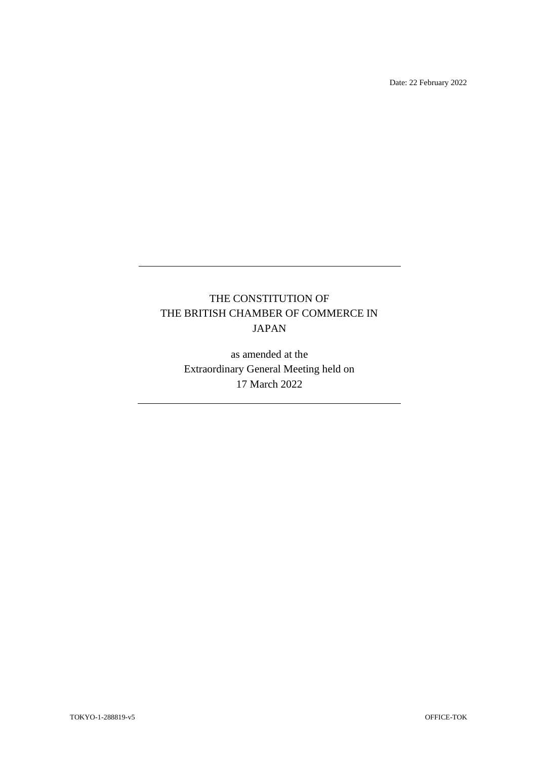Date: 22 February 2022

---

# THE CONSTITUTION OF THE BRITISH CHAMBER OF COMMERCE IN JAPAN

as amended at the
Extraordinary General Meeting held on
17 March 2022

---

TOKYO-1-288819-v5

OFFICE-TOK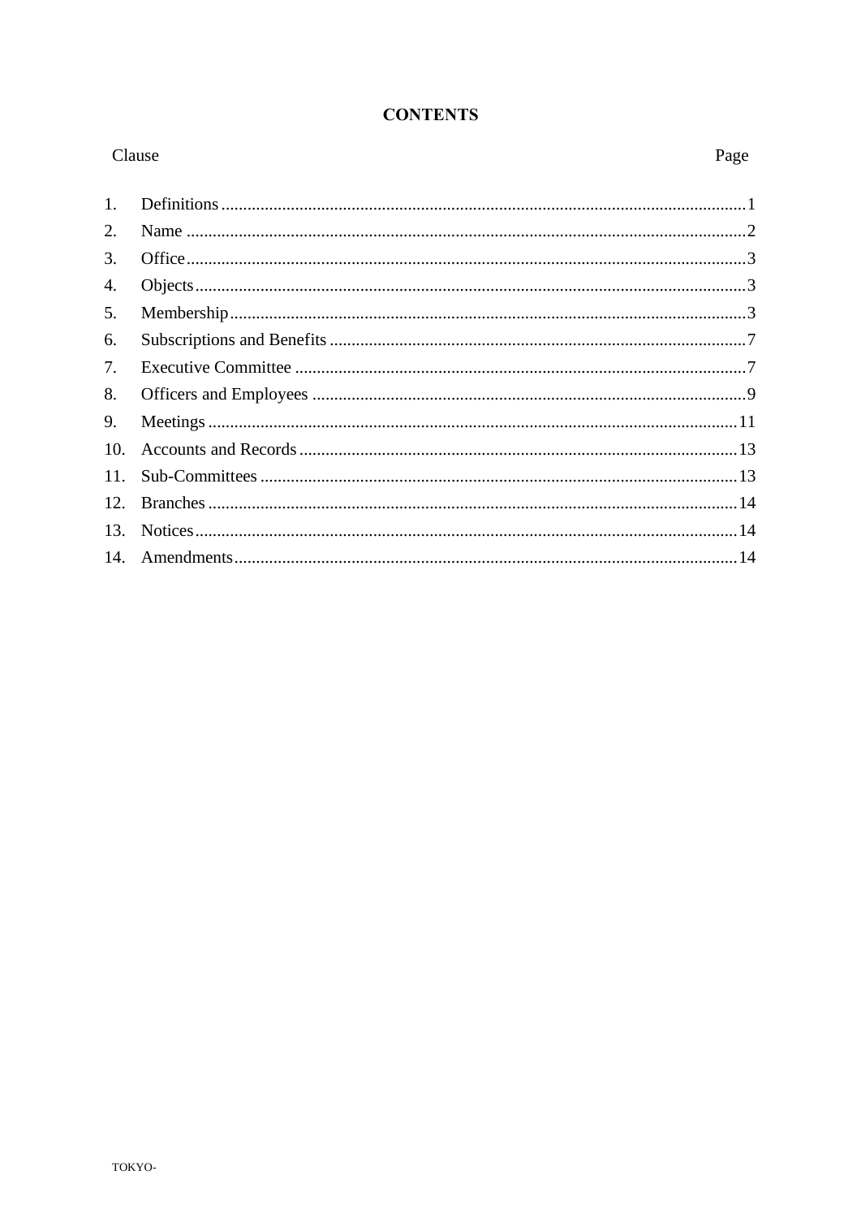## CONTENTS

| Clause | | Page |
|---|---|---|
| 1. | Definitions | 1 |
| 2. | Name | 2 |
| 3. | Office | 3 |
| 4. | Objects | 3 |
| 5. | Membership | 3 |
| 6. | Subscriptions and Benefits | 7 |
| 7. | Executive Committee | 7 |
| 8. | Officers and Employees | 9 |
| 9. | Meetings | 11 |
| 10. | Accounts and Records | 13 |
| 11. | Sub-Committees | 13 |
| 12. | Branches | 14 |
| 13. | Notices | 14 |
| 14. | Amendments | 14 |

TOKYO-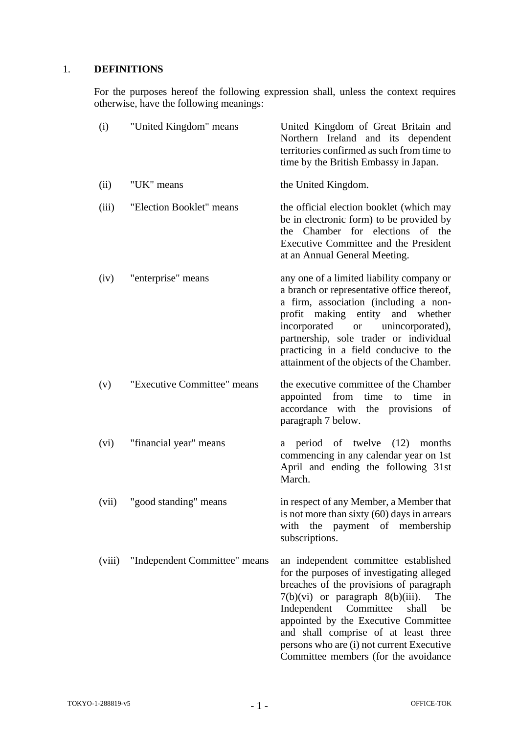## 1. DEFINITIONS

For the purposes hereof the following expression shall, unless the context requires otherwise, have the following meanings:

| | | |
|---|---|---|
| (i) | "United Kingdom" means | United Kingdom of Great Britain and Northern Ireland and its dependent territories confirmed as such from time to time by the British Embassy in Japan. |
| (ii) | "UK" means | the United Kingdom. |
| (iii) | "Election Booklet" means | the official election booklet (which may be in electronic form) to be provided by the Chamber for elections of the Executive Committee and the President at an Annual General Meeting. |
| (iv) | "enterprise" means | any one of a limited liability company or a branch or representative office thereof, a firm, association (including a non-profit making entity and whether incorporated or unincorporated), partnership, sole trader or individual practicing in a field conducive to the attainment of the objects of the Chamber. |
| (v) | "Executive Committee" means | the executive committee of the Chamber appointed from time to time in accordance with the provisions of paragraph 7 below. |
| (vi) | "financial year" means | a period of twelve (12) months commencing in any calendar year on 1st April and ending the following 31st March. |
| (vii) | "good standing" means | in respect of any Member, a Member that is not more than sixty (60) days in arrears with the payment of membership subscriptions. |
| (viii) | "Independent Committee" means | an independent committee established for the purposes of investigating alleged breaches of the provisions of paragraph 7(b)(vi) or paragraph 8(b)(iii). The Independent Committee shall be appointed by the Executive Committee and shall comprise of at least three persons who are (i) not current Executive Committee members (for the avoidance |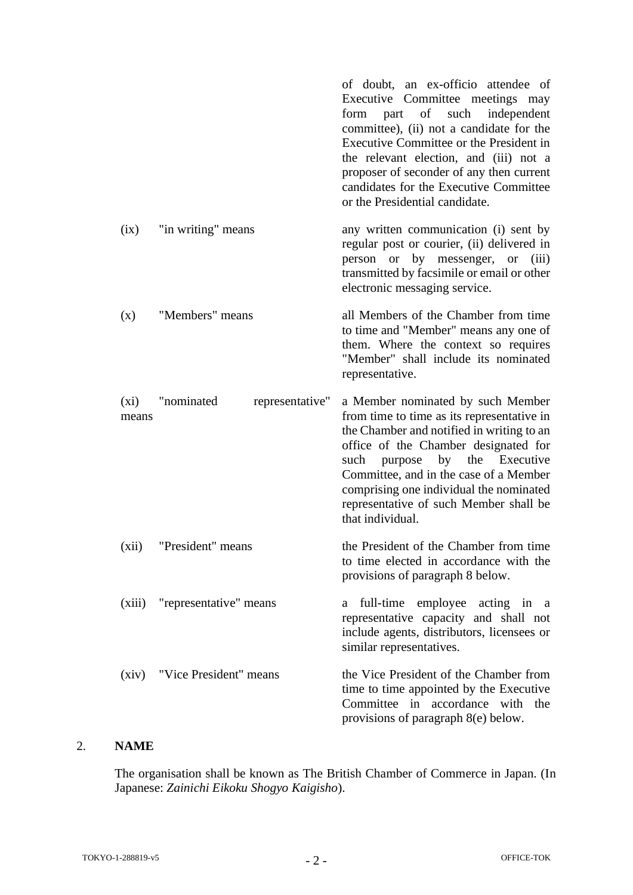of doubt, an ex-officio attendee of Executive Committee meetings may form part of such independent committee), (ii) not a candidate for the Executive Committee or the President in the relevant election, and (iii) not a proposer of seconder of any then current candidates for the Executive Committee or the Presidential candidate.

| | | |
|---|---|---|
| (ix) | "in writing" means | any written communication (i) sent by regular post or courier, (ii) delivered in person or by messenger, or (iii) transmitted by facsimile or email or other electronic messaging service. |
| (x) | "Members" means | all Members of the Chamber from time to time and "Member" means any one of them. Where the context so requires "Member" shall include its nominated representative. |
| (xi) | "nominated representative" means | a Member nominated by such Member from time to time as its representative in the Chamber and notified in writing to an office of the Chamber designated for such purpose by the Executive Committee, and in the case of a Member comprising one individual the nominated representative of such Member shall be that individual. |
| (xii) | "President" means | the President of the Chamber from time to time elected in accordance with the provisions of paragraph 8 below. |
| (xiii) | "representative" means | a full-time employee acting in a representative capacity and shall not include agents, distributors, licensees or similar representatives. |
| (xiv) | "Vice President" means | the Vice President of the Chamber from time to time appointed by the Executive Committee in accordance with the provisions of paragraph 8(e) below. |

## 2. NAME

The organisation shall be known as The British Chamber of Commerce in Japan. (In Japanese: *Zainichi Eikoku Shogyo Kaigisho*).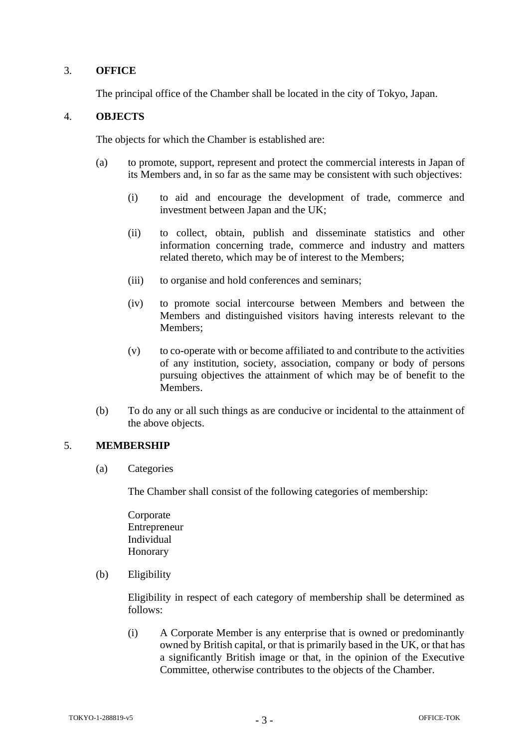## 3. OFFICE

The principal office of the Chamber shall be located in the city of Tokyo, Japan.

## 4. OBJECTS

The objects for which the Chamber is established are:

(a) to promote, support, represent and protect the commercial interests in Japan of its Members and, in so far as the same may be consistent with such objectives:

   (i) to aid and encourage the development of trade, commerce and investment between Japan and the UK;

   (ii) to collect, obtain, publish and disseminate statistics and other information concerning trade, commerce and industry and matters related thereto, which may be of interest to the Members;

   (iii) to organise and hold conferences and seminars;

   (iv) to promote social intercourse between Members and between the Members and distinguished visitors having interests relevant to the Members;

   (v) to co-operate with or become affiliated to and contribute to the activities of any institution, society, association, company or body of persons pursuing objectives the attainment of which may be of benefit to the Members.

(b) To do any or all such things as are conducive or incidental to the attainment of the above objects.

## 5. MEMBERSHIP

(a) Categories

The Chamber shall consist of the following categories of membership:

Corporate
Entrepreneur
Individual
Honorary

(b) Eligibility

Eligibility in respect of each category of membership shall be determined as follows:

   (i) A Corporate Member is any enterprise that is owned or predominantly owned by British capital, or that is primarily based in the UK, or that has a significantly British image or that, in the opinion of the Executive Committee, otherwise contributes to the objects of the Chamber.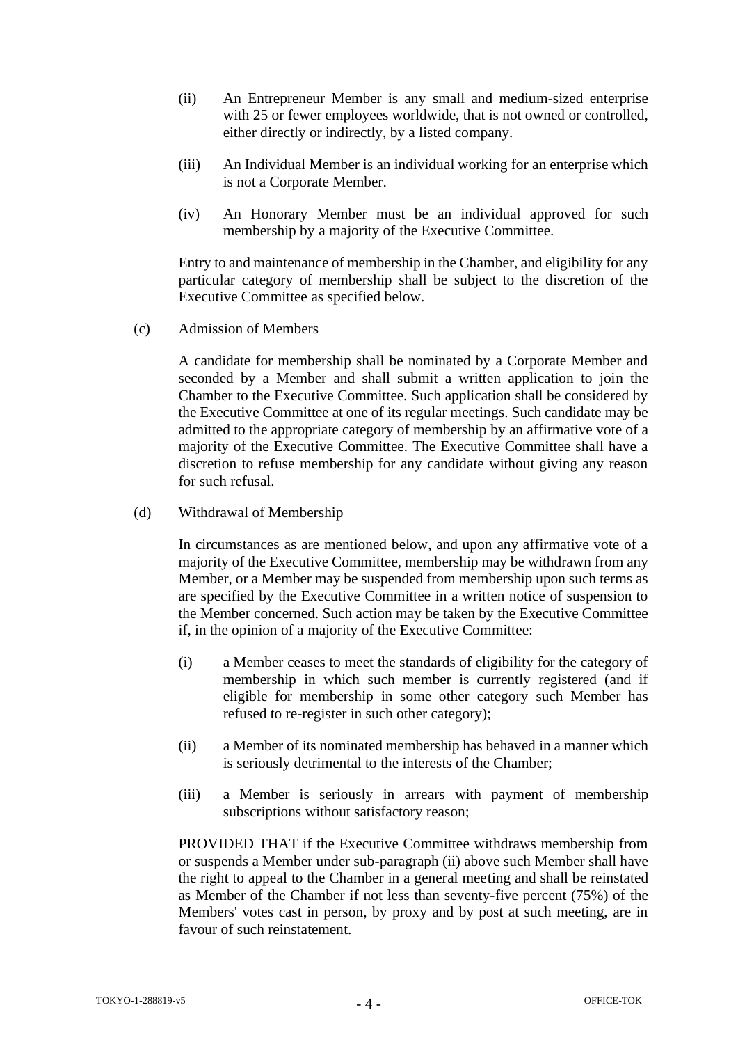(ii) An Entrepreneur Member is any small and medium-sized enterprise with 25 or fewer employees worldwide, that is not owned or controlled, either directly or indirectly, by a listed company.

(iii) An Individual Member is an individual working for an enterprise which is not a Corporate Member.

(iv) An Honorary Member must be an individual approved for such membership by a majority of the Executive Committee.

Entry to and maintenance of membership in the Chamber, and eligibility for any particular category of membership shall be subject to the discretion of the Executive Committee as specified below.

(c) Admission of Members

A candidate for membership shall be nominated by a Corporate Member and seconded by a Member and shall submit a written application to join the Chamber to the Executive Committee. Such application shall be considered by the Executive Committee at one of its regular meetings. Such candidate may be admitted to the appropriate category of membership by an affirmative vote of a majority of the Executive Committee. The Executive Committee shall have a discretion to refuse membership for any candidate without giving any reason for such refusal.

(d) Withdrawal of Membership

In circumstances as are mentioned below, and upon any affirmative vote of a majority of the Executive Committee, membership may be withdrawn from any Member, or a Member may be suspended from membership upon such terms as are specified by the Executive Committee in a written notice of suspension to the Member concerned. Such action may be taken by the Executive Committee if, in the opinion of a majority of the Executive Committee:

(i) a Member ceases to meet the standards of eligibility for the category of membership in which such member is currently registered (and if eligible for membership in some other category such Member has refused to re-register in such other category);

(ii) a Member of its nominated membership has behaved in a manner which is seriously detrimental to the interests of the Chamber;

(iii) a Member is seriously in arrears with payment of membership subscriptions without satisfactory reason;

PROVIDED THAT if the Executive Committee withdraws membership from or suspends a Member under sub-paragraph (ii) above such Member shall have the right to appeal to the Chamber in a general meeting and shall be reinstated as Member of the Chamber if not less than seventy-five percent (75%) of the Members' votes cast in person, by proxy and by post at such meeting, are in favour of such reinstatement.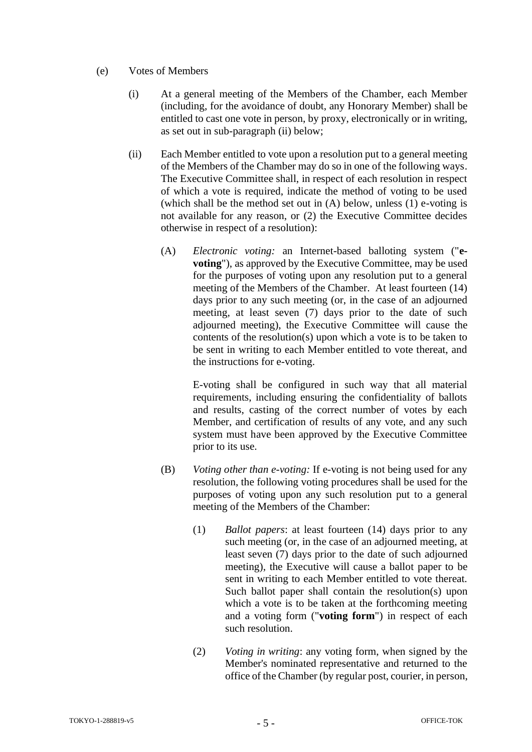(e) Votes of Members

(i) At a general meeting of the Members of the Chamber, each Member (including, for the avoidance of doubt, any Honorary Member) shall be entitled to cast one vote in person, by proxy, electronically or in writing, as set out in sub-paragraph (ii) below;

(ii) Each Member entitled to vote upon a resolution put to a general meeting of the Members of the Chamber may do so in one of the following ways. The Executive Committee shall, in respect of each resolution in respect of which a vote is required, indicate the method of voting to be used (which shall be the method set out in (A) below, unless (1) e-voting is not available for any reason, or (2) the Executive Committee decides otherwise in respect of a resolution):

(A) *Electronic voting:* an Internet-based balloting system ("**e-voting**"), as approved by the Executive Committee, may be used for the purposes of voting upon any resolution put to a general meeting of the Members of the Chamber. At least fourteen (14) days prior to any such meeting (or, in the case of an adjourned meeting, at least seven (7) days prior to the date of such adjourned meeting), the Executive Committee will cause the contents of the resolution(s) upon which a vote is to be taken to be sent in writing to each Member entitled to vote thereat, and the instructions for e-voting.

E-voting shall be configured in such way that all material requirements, including ensuring the confidentiality of ballots and results, casting of the correct number of votes by each Member, and certification of results of any vote, and any such system must have been approved by the Executive Committee prior to its use.

(B) *Voting other than e-voting:* If e-voting is not being used for any resolution, the following voting procedures shall be used for the purposes of voting upon any such resolution put to a general meeting of the Members of the Chamber:

(1) *Ballot papers*: at least fourteen (14) days prior to any such meeting (or, in the case of an adjourned meeting, at least seven (7) days prior to the date of such adjourned meeting), the Executive will cause a ballot paper to be sent in writing to each Member entitled to vote thereat. Such ballot paper shall contain the resolution(s) upon which a vote is to be taken at the forthcoming meeting and a voting form ("**voting form**") in respect of each such resolution.

(2) *Voting in writing*: any voting form, when signed by the Member's nominated representative and returned to the office of the Chamber (by regular post, courier, in person,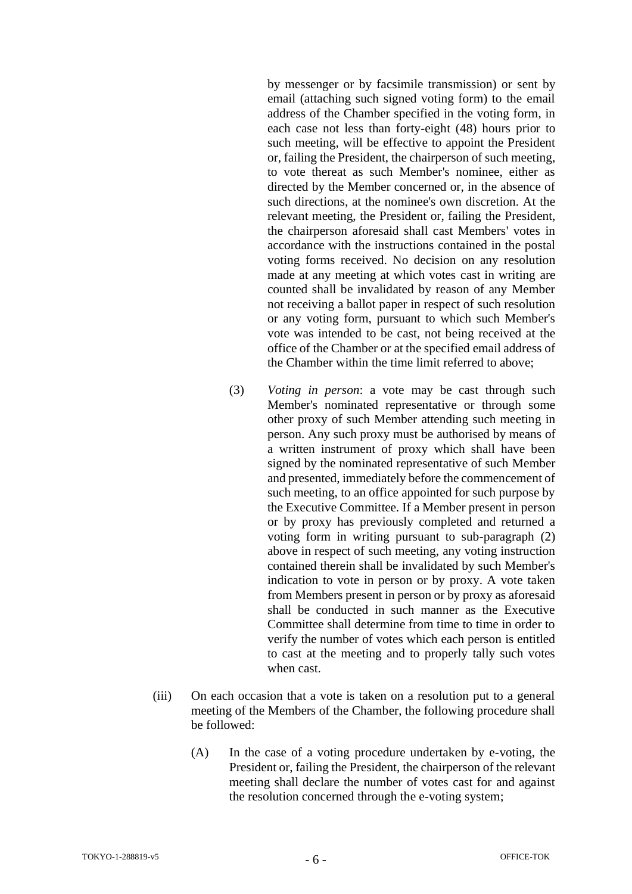by messenger or by facsimile transmission) or sent by email (attaching such signed voting form) to the email address of the Chamber specified in the voting form, in each case not less than forty-eight (48) hours prior to such meeting, will be effective to appoint the President or, failing the President, the chairperson of such meeting, to vote thereat as such Member's nominee, either as directed by the Member concerned or, in the absence of such directions, at the nominee's own discretion. At the relevant meeting, the President or, failing the President, the chairperson aforesaid shall cast Members' votes in accordance with the instructions contained in the postal voting forms received. No decision on any resolution made at any meeting at which votes cast in writing are counted shall be invalidated by reason of any Member not receiving a ballot paper in respect of such resolution or any voting form, pursuant to which such Member's vote was intended to be cast, not being received at the office of the Chamber or at the specified email address of the Chamber within the time limit referred to above;

(3) *Voting in person*: a vote may be cast through such Member's nominated representative or through some other proxy of such Member attending such meeting in person. Any such proxy must be authorised by means of a written instrument of proxy which shall have been signed by the nominated representative of such Member and presented, immediately before the commencement of such meeting, to an office appointed for such purpose by the Executive Committee. If a Member present in person or by proxy has previously completed and returned a voting form in writing pursuant to sub-paragraph (2) above in respect of such meeting, any voting instruction contained therein shall be invalidated by such Member's indication to vote in person or by proxy. A vote taken from Members present in person or by proxy as aforesaid shall be conducted in such manner as the Executive Committee shall determine from time to time in order to verify the number of votes which each person is entitled to cast at the meeting and to properly tally such votes when cast.

(iii) On each occasion that a vote is taken on a resolution put to a general meeting of the Members of the Chamber, the following procedure shall be followed:

(A) In the case of a voting procedure undertaken by e-voting, the President or, failing the President, the chairperson of the relevant meeting shall declare the number of votes cast for and against the resolution concerned through the e-voting system;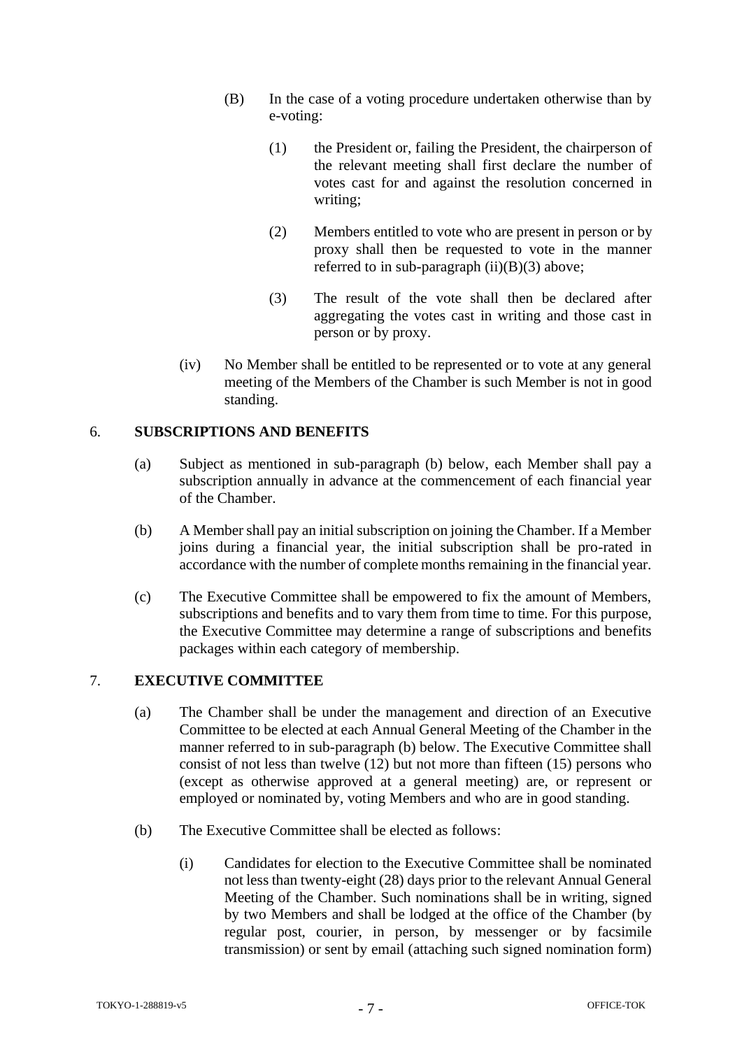(B) In the case of a voting procedure undertaken otherwise than by e-voting:

(1) the President or, failing the President, the chairperson of the relevant meeting shall first declare the number of votes cast for and against the resolution concerned in writing;

(2) Members entitled to vote who are present in person or by proxy shall then be requested to vote in the manner referred to in sub-paragraph (ii)(B)(3) above;

(3) The result of the vote shall then be declared after aggregating the votes cast in writing and those cast in person or by proxy.

(iv) No Member shall be entitled to be represented or to vote at any general meeting of the Members of the Chamber is such Member is not in good standing.

## 6. SUBSCRIPTIONS AND BENEFITS

(a) Subject as mentioned in sub-paragraph (b) below, each Member shall pay a subscription annually in advance at the commencement of each financial year of the Chamber.

(b) A Member shall pay an initial subscription on joining the Chamber. If a Member joins during a financial year, the initial subscription shall be pro-rated in accordance with the number of complete months remaining in the financial year.

(c) The Executive Committee shall be empowered to fix the amount of Members, subscriptions and benefits and to vary them from time to time. For this purpose, the Executive Committee may determine a range of subscriptions and benefits packages within each category of membership.

## 7. EXECUTIVE COMMITTEE

(a) The Chamber shall be under the management and direction of an Executive Committee to be elected at each Annual General Meeting of the Chamber in the manner referred to in sub-paragraph (b) below. The Executive Committee shall consist of not less than twelve (12) but not more than fifteen (15) persons who (except as otherwise approved at a general meeting) are, or represent or employed or nominated by, voting Members and who are in good standing.

(b) The Executive Committee shall be elected as follows:

(i) Candidates for election to the Executive Committee shall be nominated not less than twenty-eight (28) days prior to the relevant Annual General Meeting of the Chamber. Such nominations shall be in writing, signed by two Members and shall be lodged at the office of the Chamber (by regular post, courier, in person, by messenger or by facsimile transmission) or sent by email (attaching such signed nomination form)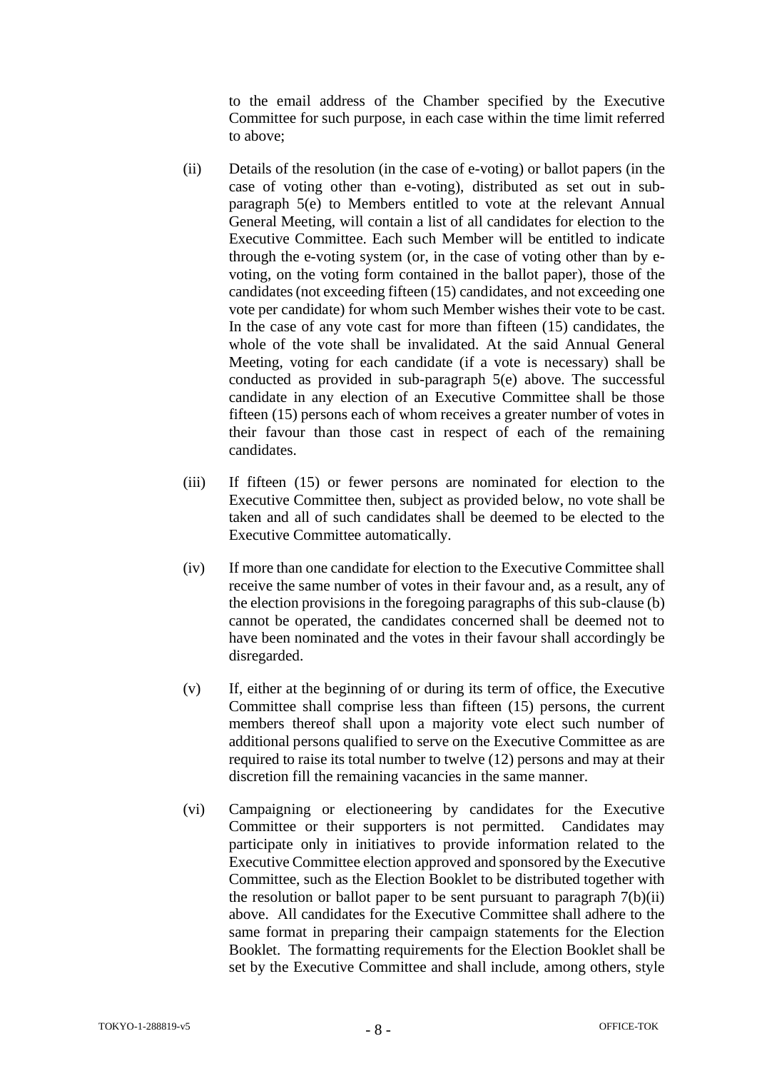to the email address of the Chamber specified by the Executive Committee for such purpose, in each case within the time limit referred to above;

(ii) Details of the resolution (in the case of e-voting) or ballot papers (in the case of voting other than e-voting), distributed as set out in sub-paragraph 5(e) to Members entitled to vote at the relevant Annual General Meeting, will contain a list of all candidates for election to the Executive Committee. Each such Member will be entitled to indicate through the e-voting system (or, in the case of voting other than by e-voting, on the voting form contained in the ballot paper), those of the candidates (not exceeding fifteen (15) candidates, and not exceeding one vote per candidate) for whom such Member wishes their vote to be cast. In the case of any vote cast for more than fifteen (15) candidates, the whole of the vote shall be invalidated. At the said Annual General Meeting, voting for each candidate (if a vote is necessary) shall be conducted as provided in sub-paragraph 5(e) above. The successful candidate in any election of an Executive Committee shall be those fifteen (15) persons each of whom receives a greater number of votes in their favour than those cast in respect of each of the remaining candidates.

(iii) If fifteen (15) or fewer persons are nominated for election to the Executive Committee then, subject as provided below, no vote shall be taken and all of such candidates shall be deemed to be elected to the Executive Committee automatically.

(iv) If more than one candidate for election to the Executive Committee shall receive the same number of votes in their favour and, as a result, any of the election provisions in the foregoing paragraphs of this sub-clause (b) cannot be operated, the candidates concerned shall be deemed not to have been nominated and the votes in their favour shall accordingly be disregarded.

(v) If, either at the beginning of or during its term of office, the Executive Committee shall comprise less than fifteen (15) persons, the current members thereof shall upon a majority vote elect such number of additional persons qualified to serve on the Executive Committee as are required to raise its total number to twelve (12) persons and may at their discretion fill the remaining vacancies in the same manner.

(vi) Campaigning or electioneering by candidates for the Executive Committee or their supporters is not permitted. Candidates may participate only in initiatives to provide information related to the Executive Committee election approved and sponsored by the Executive Committee, such as the Election Booklet to be distributed together with the resolution or ballot paper to be sent pursuant to paragraph 7(b)(ii) above. All candidates for the Executive Committee shall adhere to the same format in preparing their campaign statements for the Election Booklet. The formatting requirements for the Election Booklet shall be set by the Executive Committee and shall include, among others, style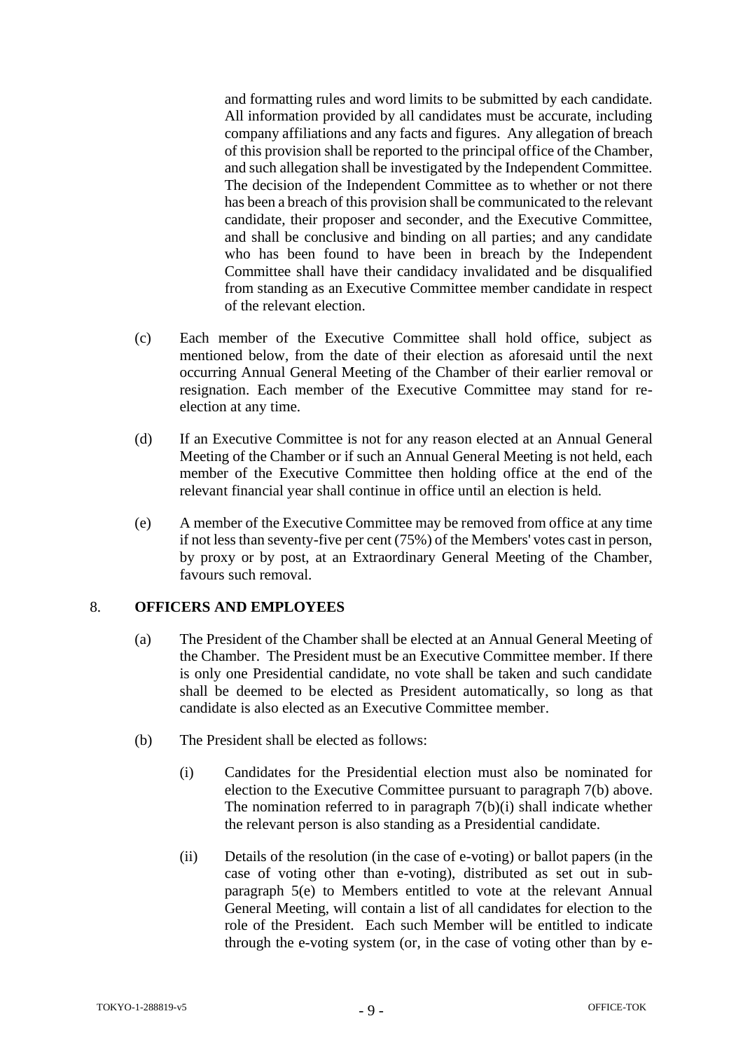and formatting rules and word limits to be submitted by each candidate. All information provided by all candidates must be accurate, including company affiliations and any facts and figures. Any allegation of breach of this provision shall be reported to the principal office of the Chamber, and such allegation shall be investigated by the Independent Committee. The decision of the Independent Committee as to whether or not there has been a breach of this provision shall be communicated to the relevant candidate, their proposer and seconder, and the Executive Committee, and shall be conclusive and binding on all parties; and any candidate who has been found to have been in breach by the Independent Committee shall have their candidacy invalidated and be disqualified from standing as an Executive Committee member candidate in respect of the relevant election.

(c) Each member of the Executive Committee shall hold office, subject as mentioned below, from the date of their election as aforesaid until the next occurring Annual General Meeting of the Chamber of their earlier removal or resignation. Each member of the Executive Committee may stand for re-election at any time.

(d) If an Executive Committee is not for any reason elected at an Annual General Meeting of the Chamber or if such an Annual General Meeting is not held, each member of the Executive Committee then holding office at the end of the relevant financial year shall continue in office until an election is held.

(e) A member of the Executive Committee may be removed from office at any time if not less than seventy-five per cent (75%) of the Members' votes cast in person, by proxy or by post, at an Extraordinary General Meeting of the Chamber, favours such removal.

## 8. OFFICERS AND EMPLOYEES

(a) The President of the Chamber shall be elected at an Annual General Meeting of the Chamber. The President must be an Executive Committee member. If there is only one Presidential candidate, no vote shall be taken and such candidate shall be deemed to be elected as President automatically, so long as that candidate is also elected as an Executive Committee member.

(b) The President shall be elected as follows:

(i) Candidates for the Presidential election must also be nominated for election to the Executive Committee pursuant to paragraph 7(b) above. The nomination referred to in paragraph 7(b)(i) shall indicate whether the relevant person is also standing as a Presidential candidate.

(ii) Details of the resolution (in the case of e-voting) or ballot papers (in the case of voting other than e-voting), distributed as set out in sub-paragraph 5(e) to Members entitled to vote at the relevant Annual General Meeting, will contain a list of all candidates for election to the role of the President. Each such Member will be entitled to indicate through the e-voting system (or, in the case of voting other than by e-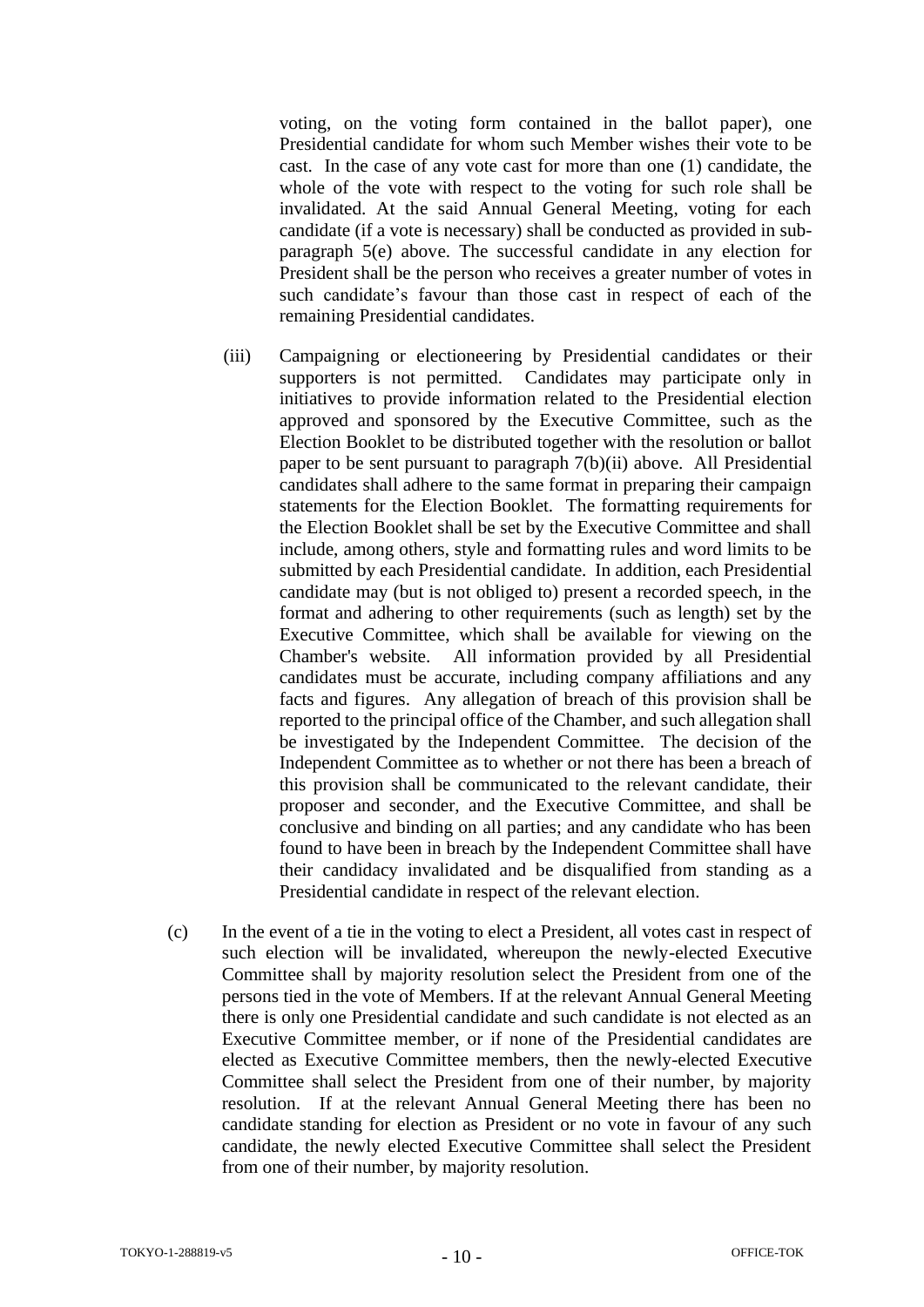voting, on the voting form contained in the ballot paper), one Presidential candidate for whom such Member wishes their vote to be cast. In the case of any vote cast for more than one (1) candidate, the whole of the vote with respect to the voting for such role shall be invalidated. At the said Annual General Meeting, voting for each candidate (if a vote is necessary) shall be conducted as provided in sub-paragraph 5(e) above. The successful candidate in any election for President shall be the person who receives a greater number of votes in such candidate's favour than those cast in respect of each of the remaining Presidential candidates.

(iii) Campaigning or electioneering by Presidential candidates or their supporters is not permitted. Candidates may participate only in initiatives to provide information related to the Presidential election approved and sponsored by the Executive Committee, such as the Election Booklet to be distributed together with the resolution or ballot paper to be sent pursuant to paragraph 7(b)(ii) above. All Presidential candidates shall adhere to the same format in preparing their campaign statements for the Election Booklet. The formatting requirements for the Election Booklet shall be set by the Executive Committee and shall include, among others, style and formatting rules and word limits to be submitted by each Presidential candidate. In addition, each Presidential candidate may (but is not obliged to) present a recorded speech, in the format and adhering to other requirements (such as length) set by the Executive Committee, which shall be available for viewing on the Chamber's website. All information provided by all Presidential candidates must be accurate, including company affiliations and any facts and figures. Any allegation of breach of this provision shall be reported to the principal office of the Chamber, and such allegation shall be investigated by the Independent Committee. The decision of the Independent Committee as to whether or not there has been a breach of this provision shall be communicated to the relevant candidate, their proposer and seconder, and the Executive Committee, and shall be conclusive and binding on all parties; and any candidate who has been found to have been in breach by the Independent Committee shall have their candidacy invalidated and be disqualified from standing as a Presidential candidate in respect of the relevant election.

(c) In the event of a tie in the voting to elect a President, all votes cast in respect of such election will be invalidated, whereupon the newly-elected Executive Committee shall by majority resolution select the President from one of the persons tied in the vote of Members. If at the relevant Annual General Meeting there is only one Presidential candidate and such candidate is not elected as an Executive Committee member, or if none of the Presidential candidates are elected as Executive Committee members, then the newly-elected Executive Committee shall select the President from one of their number, by majority resolution. If at the relevant Annual General Meeting there has been no candidate standing for election as President or no vote in favour of any such candidate, the newly elected Executive Committee shall select the President from one of their number, by majority resolution.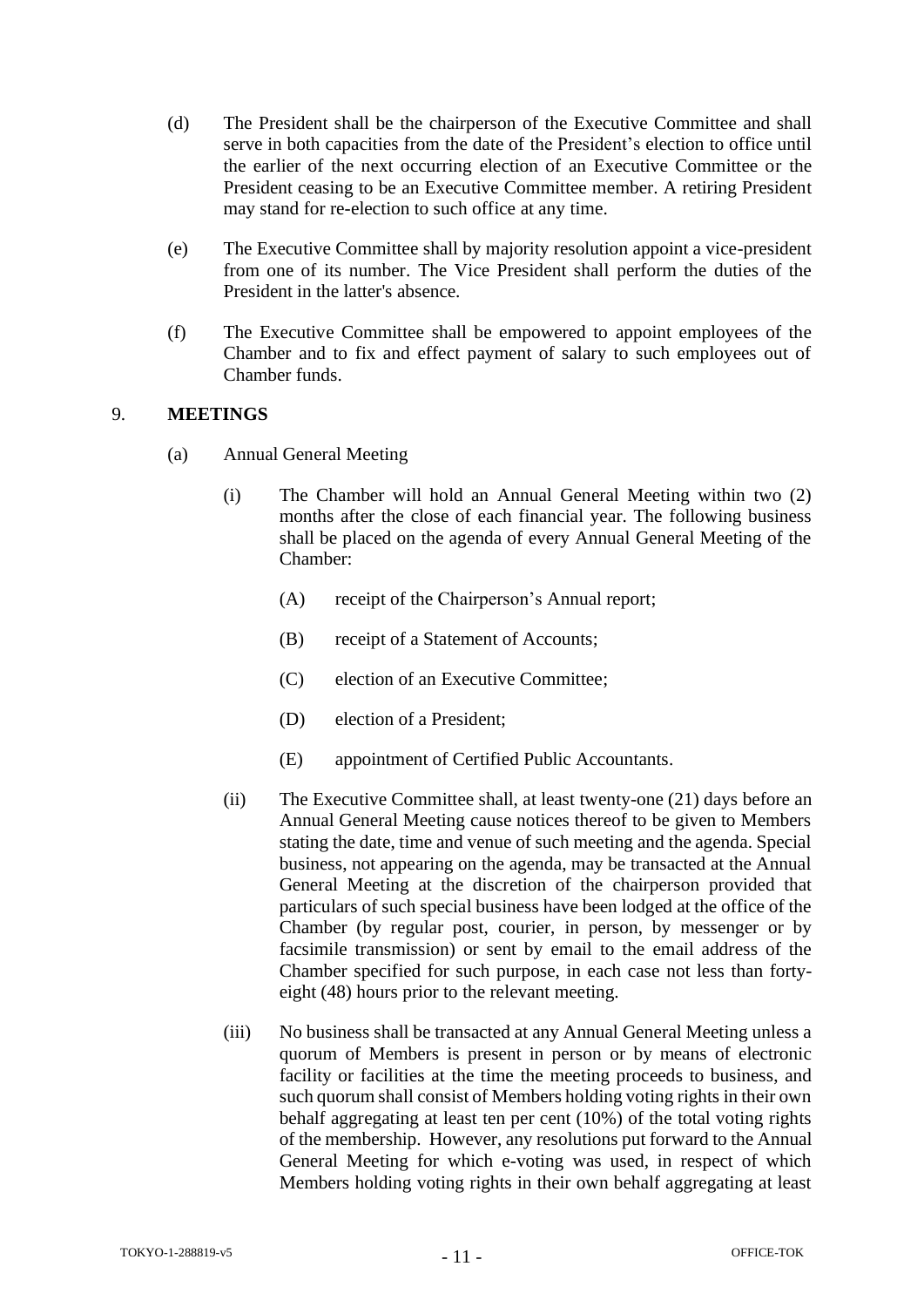(d) The President shall be the chairperson of the Executive Committee and shall serve in both capacities from the date of the President's election to office until the earlier of the next occurring election of an Executive Committee or the President ceasing to be an Executive Committee member. A retiring President may stand for re-election to such office at any time.

(e) The Executive Committee shall by majority resolution appoint a vice-president from one of its number. The Vice President shall perform the duties of the President in the latter's absence.

(f) The Executive Committee shall be empowered to appoint employees of the Chamber and to fix and effect payment of salary to such employees out of Chamber funds.

## 9. MEETINGS

(a) Annual General Meeting

(i) The Chamber will hold an Annual General Meeting within two (2) months after the close of each financial year. The following business shall be placed on the agenda of every Annual General Meeting of the Chamber:

(A) receipt of the Chairperson's Annual report;

(B) receipt of a Statement of Accounts;

(C) election of an Executive Committee;

(D) election of a President;

(E) appointment of Certified Public Accountants.

(ii) The Executive Committee shall, at least twenty-one (21) days before an Annual General Meeting cause notices thereof to be given to Members stating the date, time and venue of such meeting and the agenda. Special business, not appearing on the agenda, may be transacted at the Annual General Meeting at the discretion of the chairperson provided that particulars of such special business have been lodged at the office of the Chamber (by regular post, courier, in person, by messenger or by facsimile transmission) or sent by email to the email address of the Chamber specified for such purpose, in each case not less than forty-eight (48) hours prior to the relevant meeting.

(iii) No business shall be transacted at any Annual General Meeting unless a quorum of Members is present in person or by means of electronic facility or facilities at the time the meeting proceeds to business, and such quorum shall consist of Members holding voting rights in their own behalf aggregating at least ten per cent (10%) of the total voting rights of the membership. However, any resolutions put forward to the Annual General Meeting for which e-voting was used, in respect of which Members holding voting rights in their own behalf aggregating at least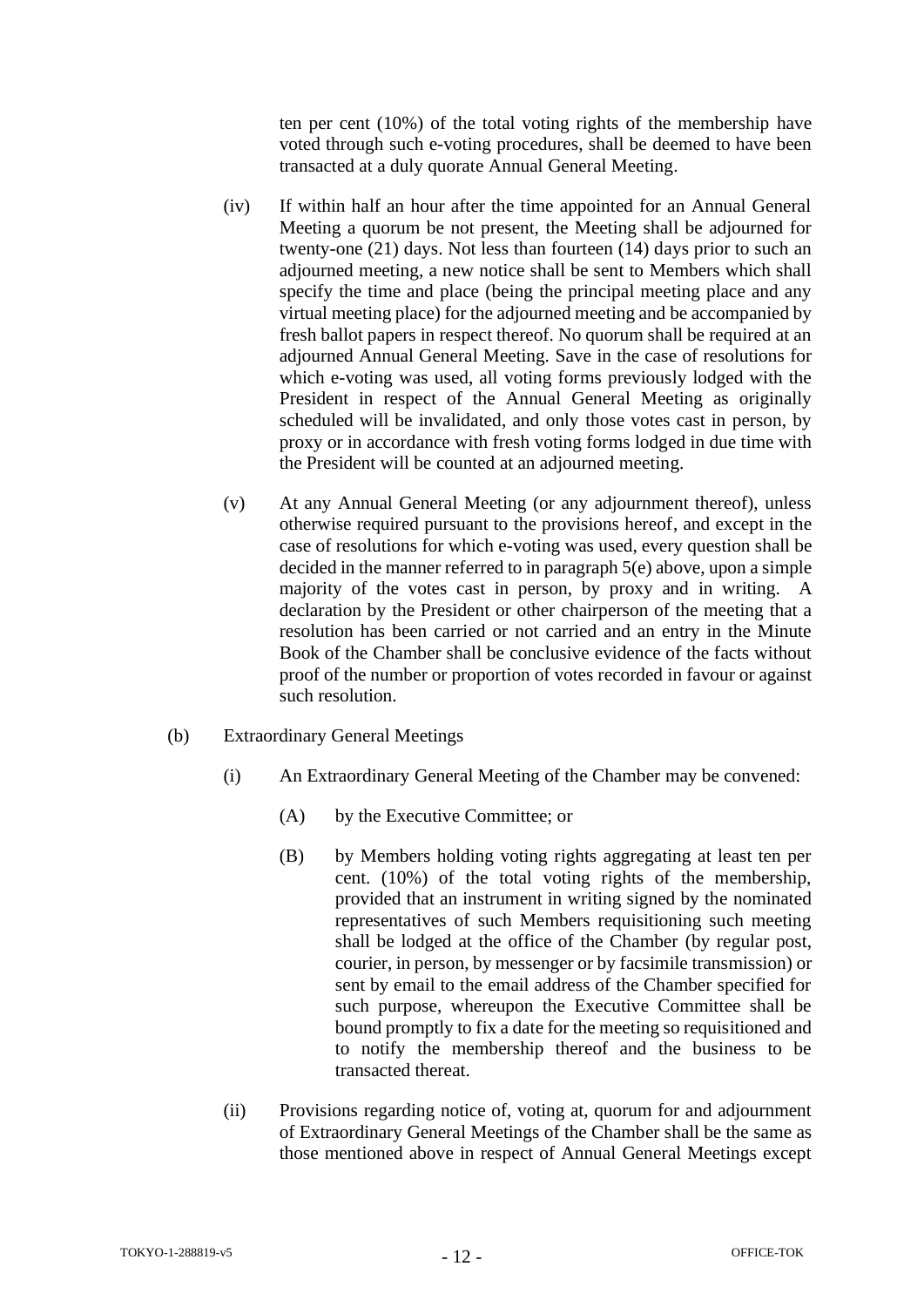ten per cent (10%) of the total voting rights of the membership have voted through such e-voting procedures, shall be deemed to have been transacted at a duly quorate Annual General Meeting.

(iv) If within half an hour after the time appointed for an Annual General Meeting a quorum be not present, the Meeting shall be adjourned for twenty-one (21) days. Not less than fourteen (14) days prior to such an adjourned meeting, a new notice shall be sent to Members which shall specify the time and place (being the principal meeting place and any virtual meeting place) for the adjourned meeting and be accompanied by fresh ballot papers in respect thereof. No quorum shall be required at an adjourned Annual General Meeting. Save in the case of resolutions for which e-voting was used, all voting forms previously lodged with the President in respect of the Annual General Meeting as originally scheduled will be invalidated, and only those votes cast in person, by proxy or in accordance with fresh voting forms lodged in due time with the President will be counted at an adjourned meeting.

(v) At any Annual General Meeting (or any adjournment thereof), unless otherwise required pursuant to the provisions hereof, and except in the case of resolutions for which e-voting was used, every question shall be decided in the manner referred to in paragraph 5(e) above, upon a simple majority of the votes cast in person, by proxy and in writing. A declaration by the President or other chairperson of the meeting that a resolution has been carried or not carried and an entry in the Minute Book of the Chamber shall be conclusive evidence of the facts without proof of the number or proportion of votes recorded in favour or against such resolution.

(b) Extraordinary General Meetings

(i) An Extraordinary General Meeting of the Chamber may be convened:

(A) by the Executive Committee; or

(B) by Members holding voting rights aggregating at least ten per cent. (10%) of the total voting rights of the membership, provided that an instrument in writing signed by the nominated representatives of such Members requisitioning such meeting shall be lodged at the office of the Chamber (by regular post, courier, in person, by messenger or by facsimile transmission) or sent by email to the email address of the Chamber specified for such purpose, whereupon the Executive Committee shall be bound promptly to fix a date for the meeting so requisitioned and to notify the membership thereof and the business to be transacted thereat.

(ii) Provisions regarding notice of, voting at, quorum for and adjournment of Extraordinary General Meetings of the Chamber shall be the same as those mentioned above in respect of Annual General Meetings except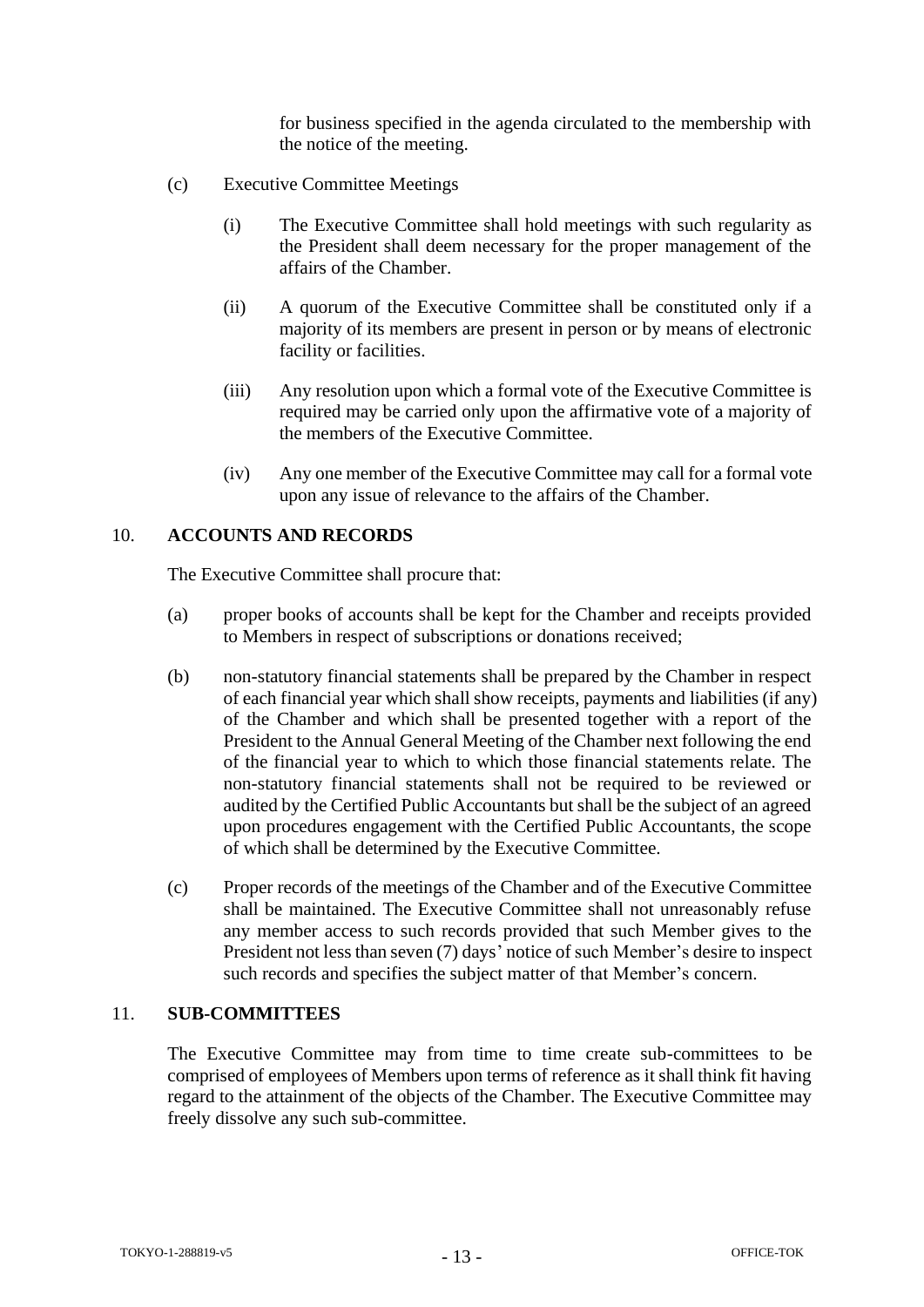for business specified in the agenda circulated to the membership with the notice of the meeting.

(c) Executive Committee Meetings

(i) The Executive Committee shall hold meetings with such regularity as the President shall deem necessary for the proper management of the affairs of the Chamber.

(ii) A quorum of the Executive Committee shall be constituted only if a majority of its members are present in person or by means of electronic facility or facilities.

(iii) Any resolution upon which a formal vote of the Executive Committee is required may be carried only upon the affirmative vote of a majority of the members of the Executive Committee.

(iv) Any one member of the Executive Committee may call for a formal vote upon any issue of relevance to the affairs of the Chamber.

## 10. ACCOUNTS AND RECORDS

The Executive Committee shall procure that:

(a) proper books of accounts shall be kept for the Chamber and receipts provided to Members in respect of subscriptions or donations received;

(b) non-statutory financial statements shall be prepared by the Chamber in respect of each financial year which shall show receipts, payments and liabilities (if any) of the Chamber and which shall be presented together with a report of the President to the Annual General Meeting of the Chamber next following the end of the financial year to which to which those financial statements relate. The non-statutory financial statements shall not be required to be reviewed or audited by the Certified Public Accountants but shall be the subject of an agreed upon procedures engagement with the Certified Public Accountants, the scope of which shall be determined by the Executive Committee.

(c) Proper records of the meetings of the Chamber and of the Executive Committee shall be maintained. The Executive Committee shall not unreasonably refuse any member access to such records provided that such Member gives to the President not less than seven (7) days' notice of such Member's desire to inspect such records and specifies the subject matter of that Member's concern.

## 11. SUB-COMMITTEES

The Executive Committee may from time to time create sub-committees to be comprised of employees of Members upon terms of reference as it shall think fit having regard to the attainment of the objects of the Chamber. The Executive Committee may freely dissolve any such sub-committee.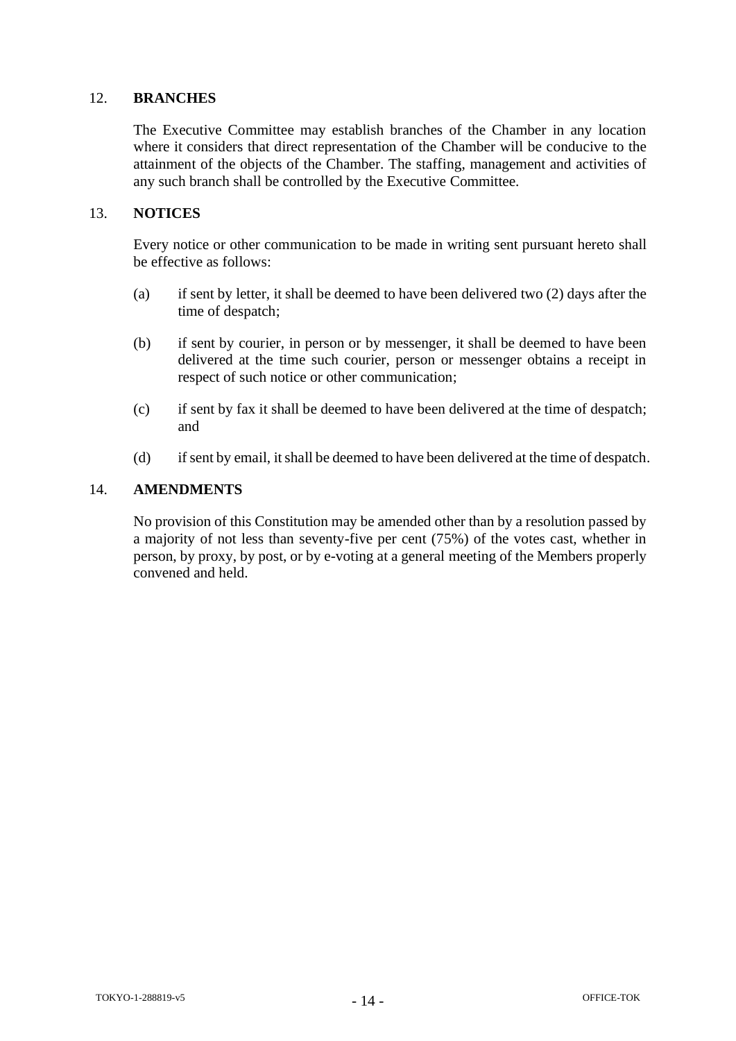## 12. BRANCHES

The Executive Committee may establish branches of the Chamber in any location where it considers that direct representation of the Chamber will be conducive to the attainment of the objects of the Chamber. The staffing, management and activities of any such branch shall be controlled by the Executive Committee.

## 13. NOTICES

Every notice or other communication to be made in writing sent pursuant hereto shall be effective as follows:

(a) if sent by letter, it shall be deemed to have been delivered two (2) days after the time of despatch;

(b) if sent by courier, in person or by messenger, it shall be deemed to have been delivered at the time such courier, person or messenger obtains a receipt in respect of such notice or other communication;

(c) if sent by fax it shall be deemed to have been delivered at the time of despatch; and

(d) if sent by email, it shall be deemed to have been delivered at the time of despatch.

## 14. AMENDMENTS

No provision of this Constitution may be amended other than by a resolution passed by a majority of not less than seventy-five per cent (75%) of the votes cast, whether in person, by proxy, by post, or by e-voting at a general meeting of the Members properly convened and held.